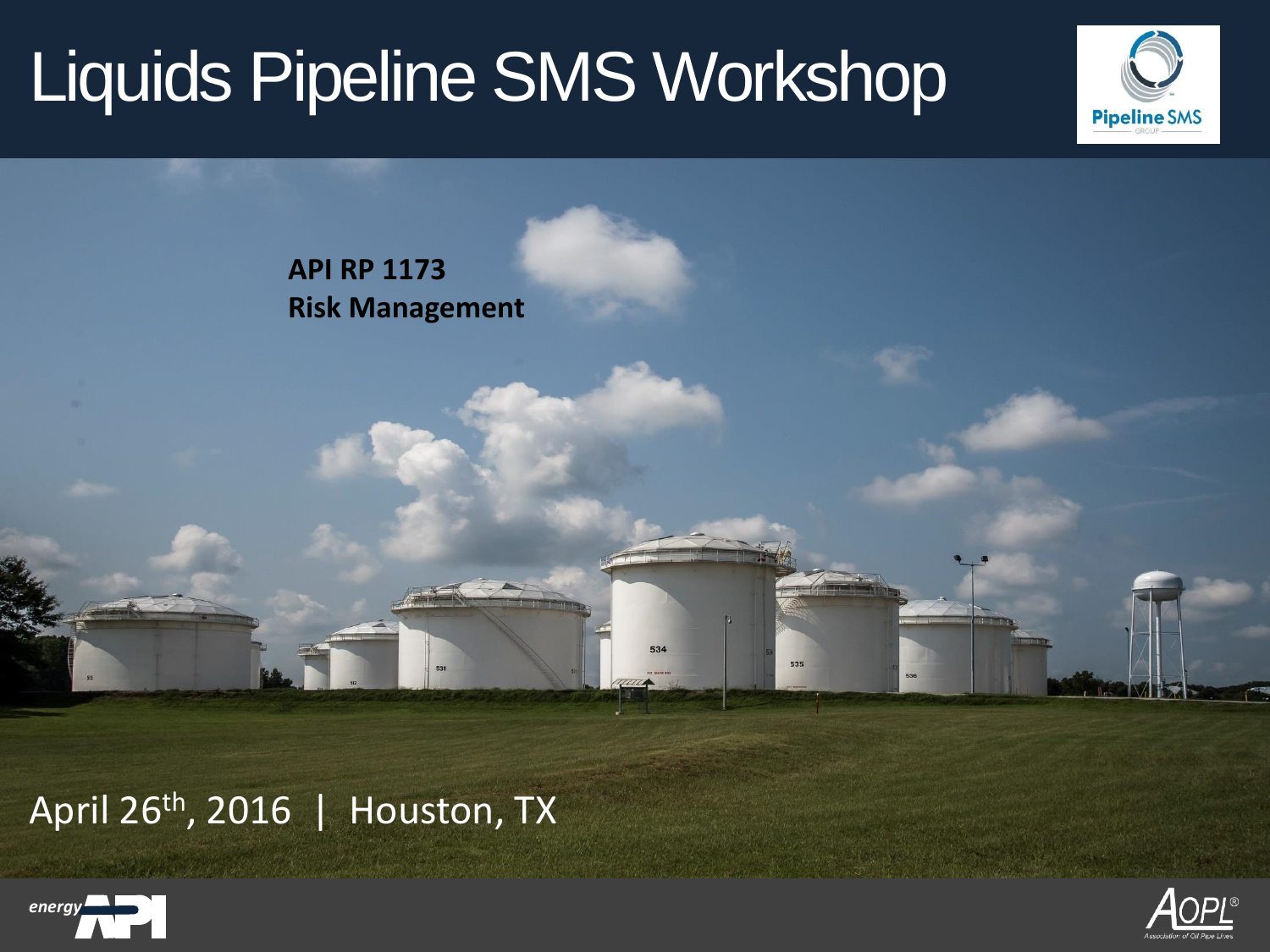# Liquids Pipeline SMS Workshop

**API RP 1173**
**Risk Management**

April 26th, 2016 | Houston, TX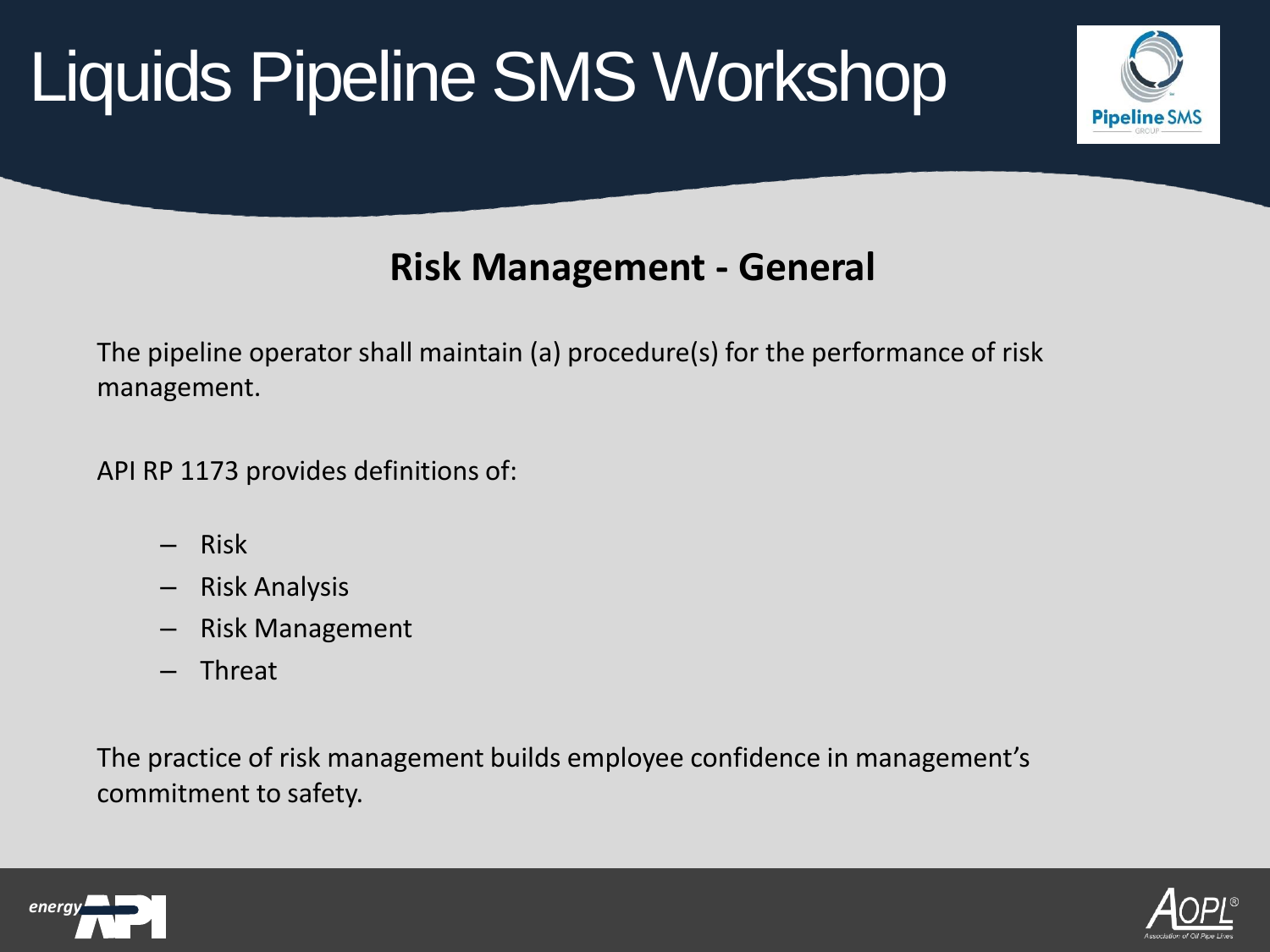# Liquids Pipeline SMS Workshop

## Risk Management - General

The pipeline operator shall maintain (a) procedure(s) for the performance of risk management.

API RP 1173 provides definitions of:

- Risk
- Risk Analysis
- Risk Management
- Threat

The practice of risk management builds employee confidence in management's commitment to safety.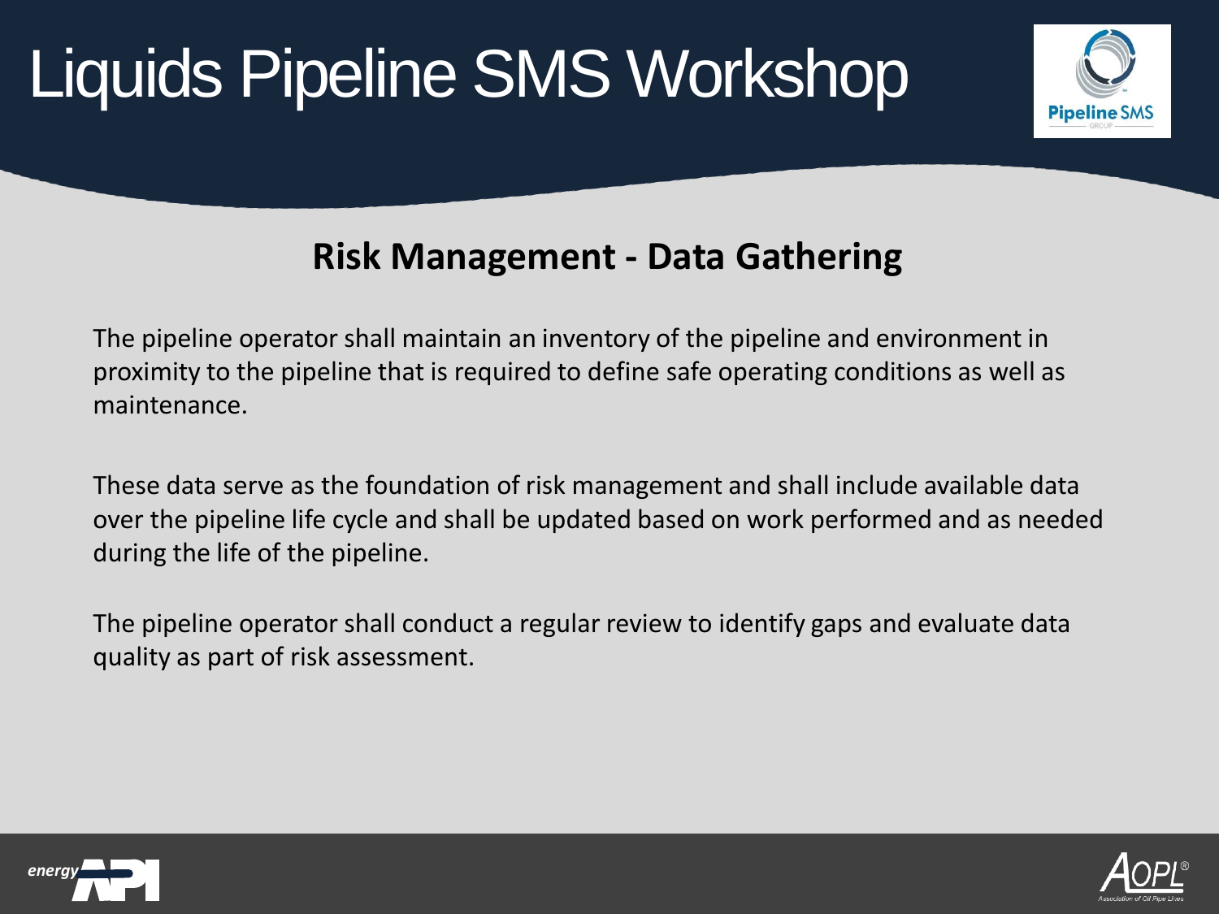# Liquids Pipeline SMS Workshop

## Risk Management - Data Gathering

The pipeline operator shall maintain an inventory of the pipeline and environment in proximity to the pipeline that is required to define safe operating conditions as well as maintenance.

These data serve as the foundation of risk management and shall include available data over the pipeline life cycle and shall be updated based on work performed and as needed during the life of the pipeline.

The pipeline operator shall conduct a regular review to identify gaps and evaluate data quality as part of risk assessment.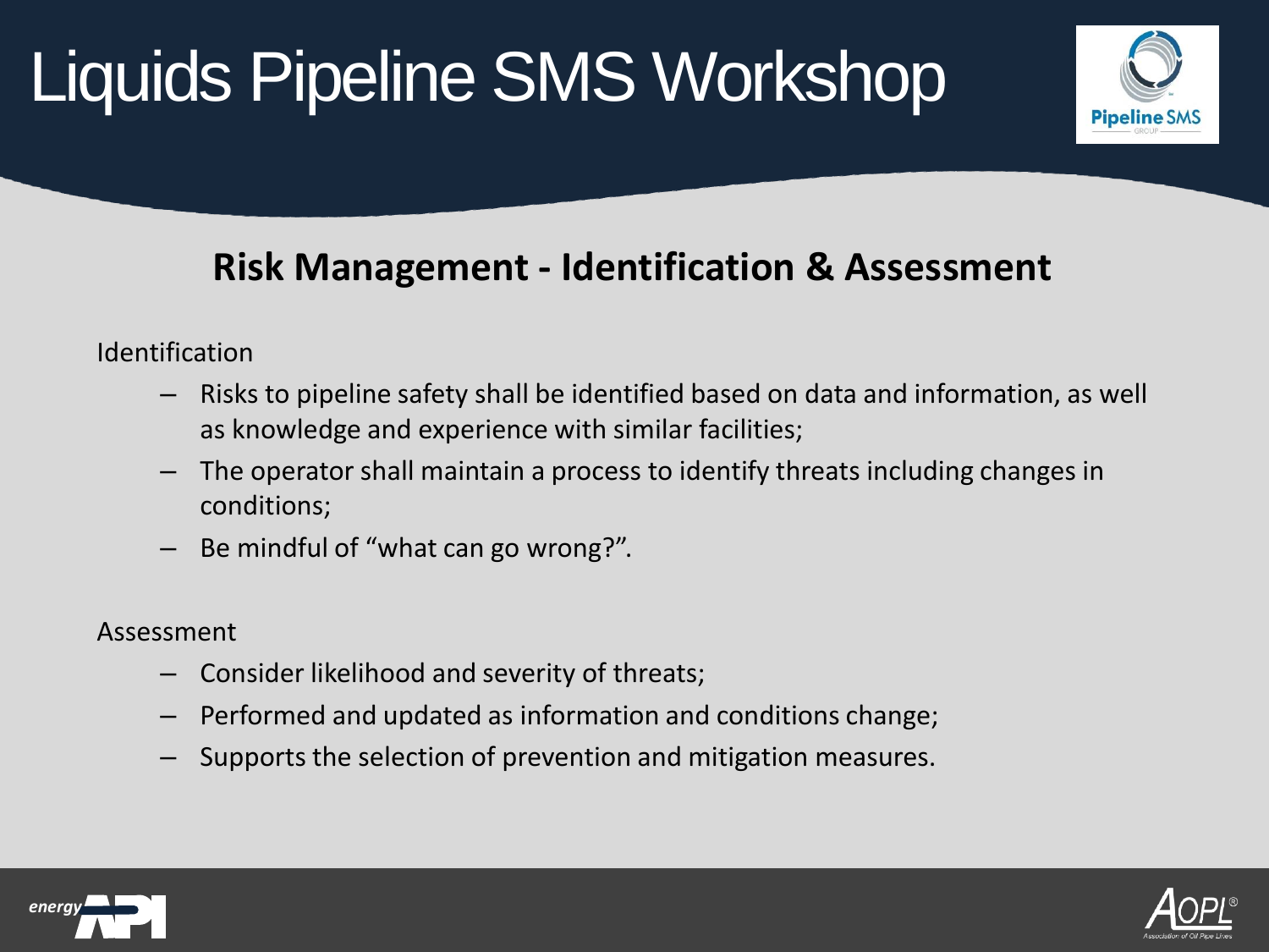# Liquids Pipeline SMS Workshop

## Risk Management - Identification & Assessment

Identification

- Risks to pipeline safety shall be identified based on data and information, as well as knowledge and experience with similar facilities;
- The operator shall maintain a process to identify threats including changes in conditions;
- Be mindful of "what can go wrong?".

Assessment

- Consider likelihood and severity of threats;
- Performed and updated as information and conditions change;
- Supports the selection of prevention and mitigation measures.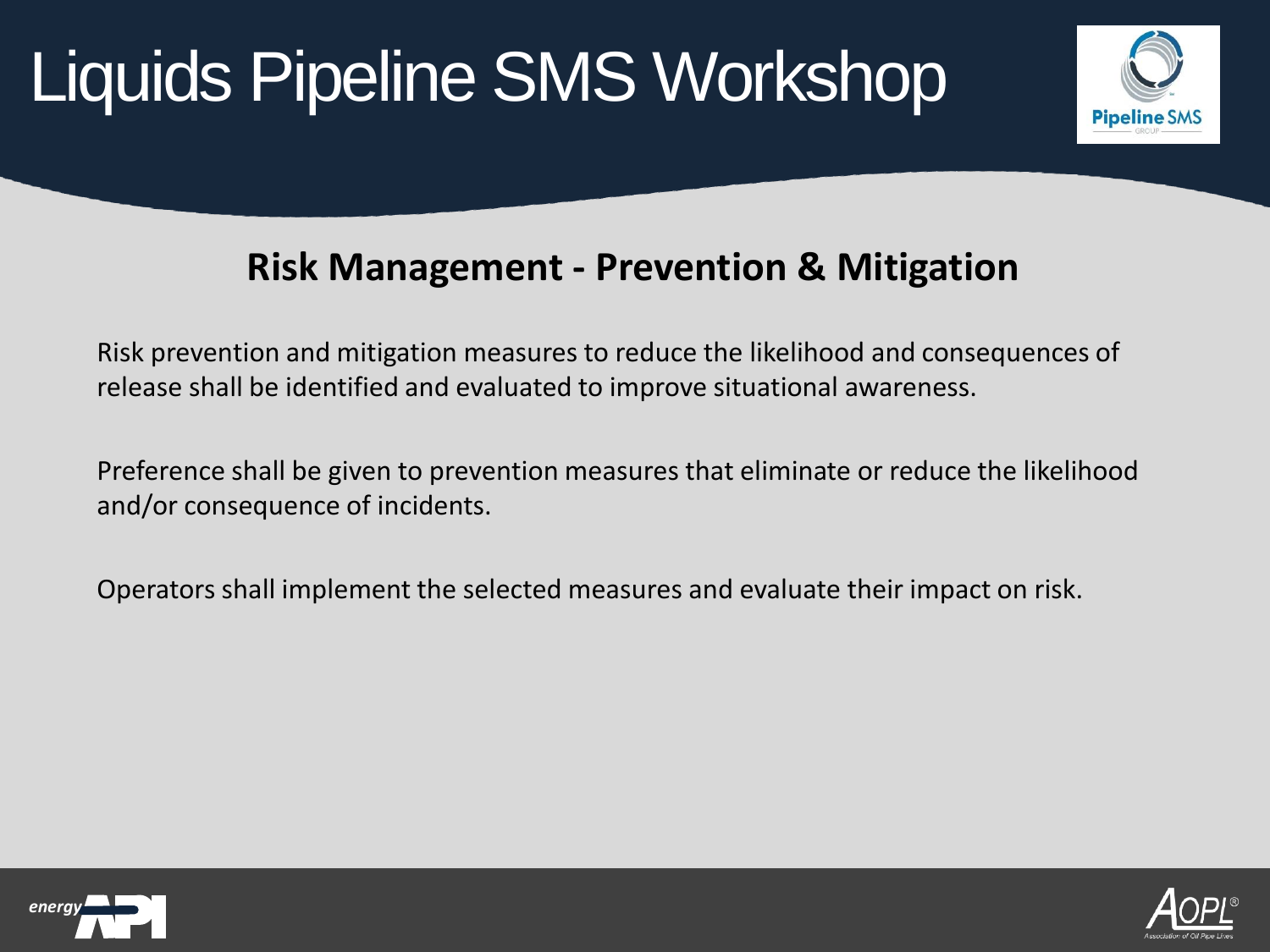# Liquids Pipeline SMS Workshop

## Risk Management - Prevention & Mitigation

Risk prevention and mitigation measures to reduce the likelihood and consequences of release shall be identified and evaluated to improve situational awareness.

Preference shall be given to prevention measures that eliminate or reduce the likelihood and/or consequence of incidents.

Operators shall implement the selected measures and evaluate their impact on risk.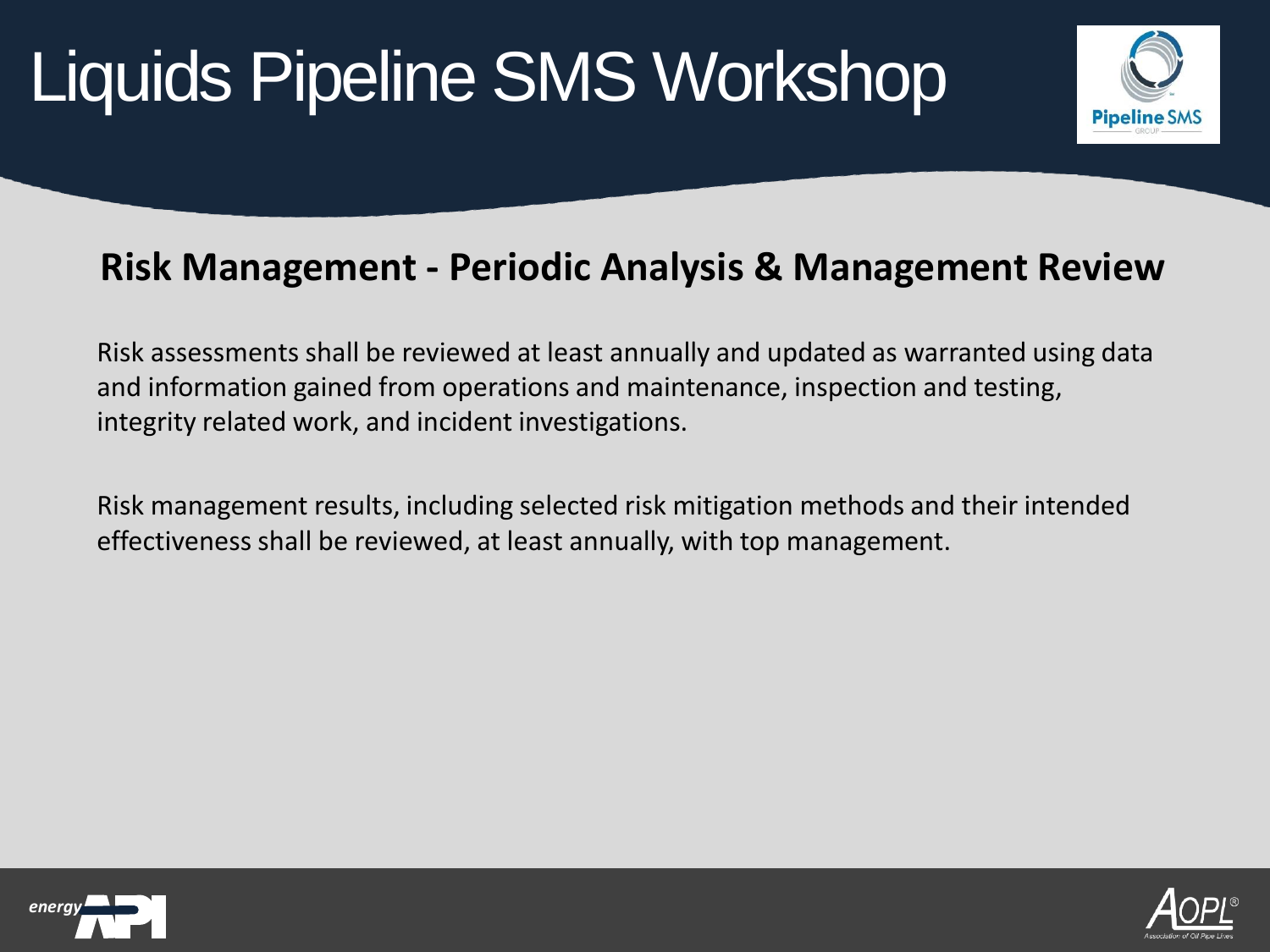# Liquids Pipeline SMS Workshop

## Risk Management - Periodic Analysis & Management Review

Risk assessments shall be reviewed at least annually and updated as warranted using data and information gained from operations and maintenance, inspection and testing, integrity related work, and incident investigations.

Risk management results, including selected risk mitigation methods and their intended effectiveness shall be reviewed, at least annually, with top management.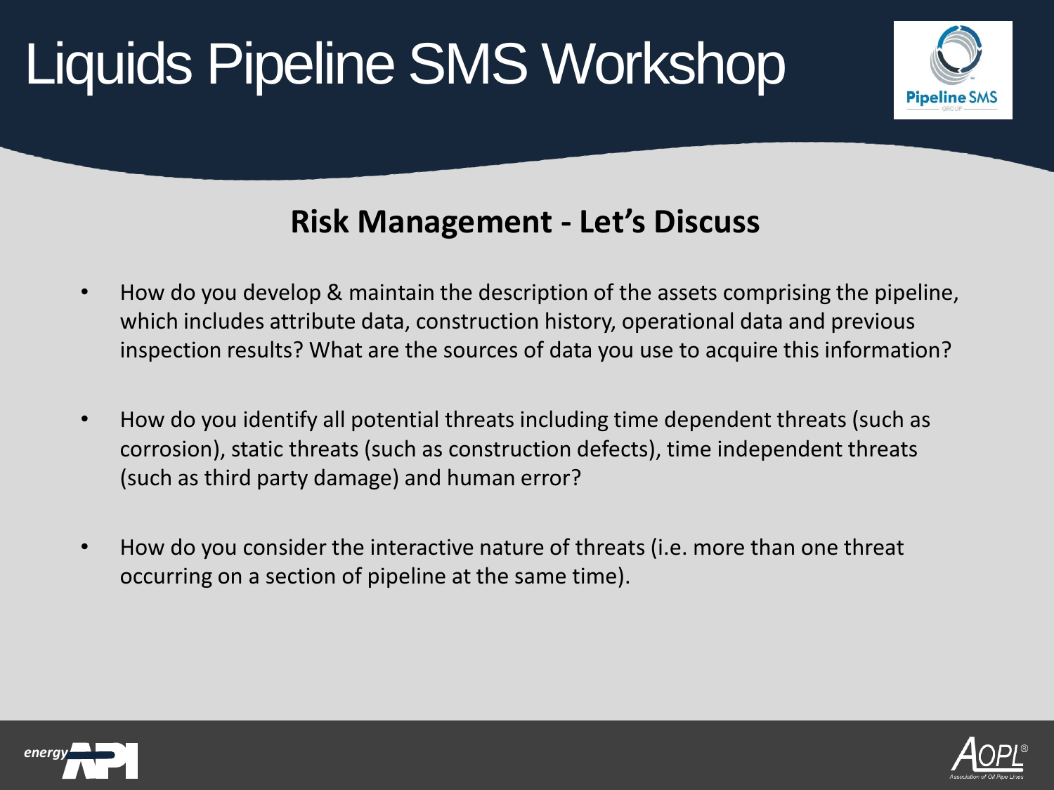# Liquids Pipeline SMS Workshop

## Risk Management - Let's Discuss

- How do you develop & maintain the description of the assets comprising the pipeline, which includes attribute data, construction history, operational data and previous inspection results? What are the sources of data you use to acquire this information?
- How do you identify all potential threats including time dependent threats (such as corrosion), static threats (such as construction defects), time independent threats (such as third party damage) and human error?
- How do you consider the interactive nature of threats (i.e. more than one threat occurring on a section of pipeline at the same time).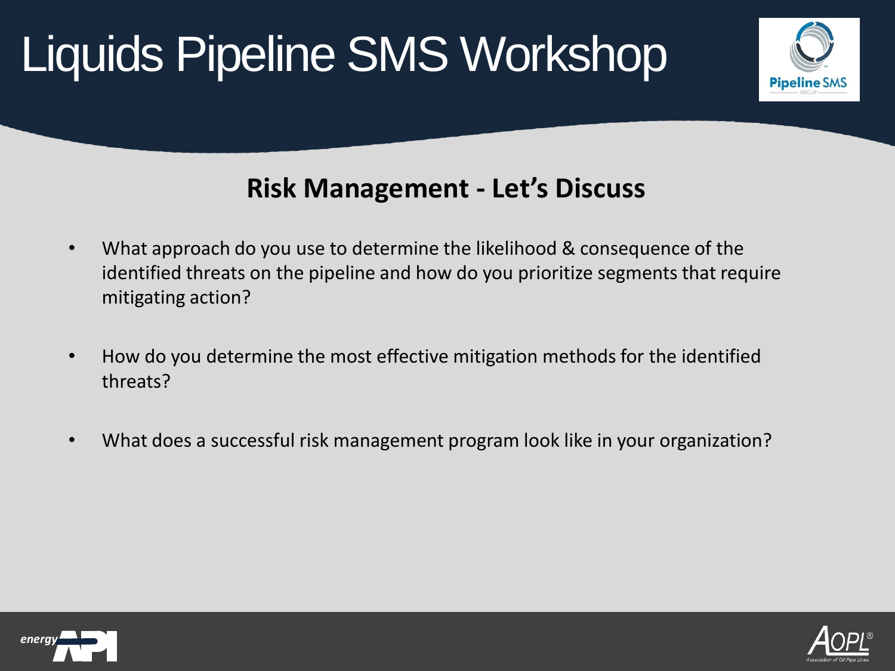# Liquids Pipeline SMS Workshop

## Risk Management - Let's Discuss

- What approach do you use to determine the likelihood & consequence of the identified threats on the pipeline and how do you prioritize segments that require mitigating action?
- How do you determine the most effective mitigation methods for the identified threats?
- What does a successful risk management program look like in your organization?